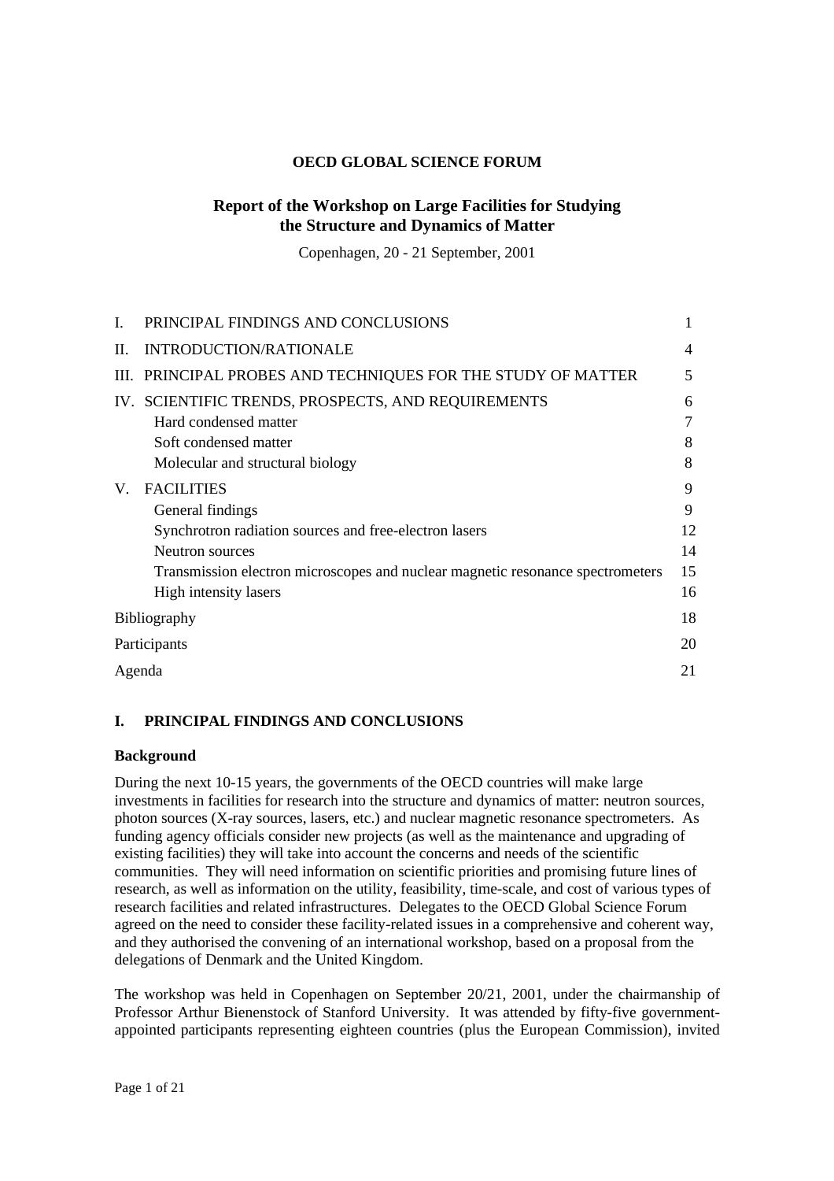**OECD GLOBAL SCIENCE FORUM**

# Report of the Workshop on Large Facilities for Studying the Structure and Dynamics of Matter

Copenhagen, 20 - 21 September, 2001

| | | |
|---|---|---|
| I. | PRINCIPAL FINDINGS AND CONCLUSIONS | 1 |
| II. | INTRODUCTION/RATIONALE | 4 |
| III. | PRINCIPAL PROBES AND TECHNIQUES FOR THE STUDY OF MATTER | 5 |
| IV. | SCIENTIFIC TRENDS, PROSPECTS, AND REQUIREMENTS | 6 |
| | Hard condensed matter | 7 |
| | Soft condensed matter | 8 |
| | Molecular and structural biology | 8 |
| V. | FACILITIES | 9 |
| | General findings | 9 |
| | Synchrotron radiation sources and free-electron lasers | 12 |
| | Neutron sources | 14 |
| | Transmission electron microscopes and nuclear magnetic resonance spectrometers | 15 |
| | High intensity lasers | 16 |
| Bibliography | | 18 |
| Participants | | 20 |
| Agenda | | 21 |

## I. PRINCIPAL FINDINGS AND CONCLUSIONS

### Background

During the next 10-15 years, the governments of the OECD countries will make large investments in facilities for research into the structure and dynamics of matter: neutron sources, photon sources (X-ray sources, lasers, etc.) and nuclear magnetic resonance spectrometers. As funding agency officials consider new projects (as well as the maintenance and upgrading of existing facilities) they will take into account the concerns and needs of the scientific communities. They will need information on scientific priorities and promising future lines of research, as well as information on the utility, feasibility, time-scale, and cost of various types of research facilities and related infrastructures. Delegates to the OECD Global Science Forum agreed on the need to consider these facility-related issues in a comprehensive and coherent way, and they authorised the convening of an international workshop, based on a proposal from the delegations of Denmark and the United Kingdom.

The workshop was held in Copenhagen on September 20/21, 2001, under the chairmanship of Professor Arthur Bienenstock of Stanford University. It was attended by fifty-five government-appointed participants representing eighteen countries (plus the European Commission), invited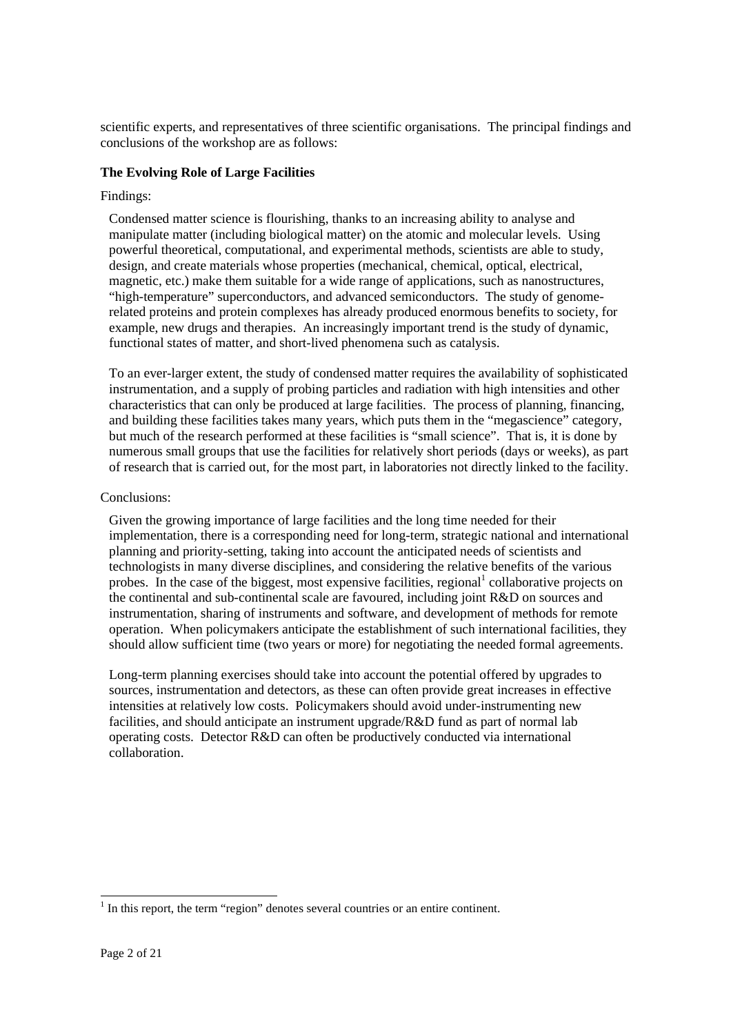scientific experts, and representatives of three scientific organisations. The principal findings and conclusions of the workshop are as follows:

### The Evolving Role of Large Facilities

Findings:

Condensed matter science is flourishing, thanks to an increasing ability to analyse and manipulate matter (including biological matter) on the atomic and molecular levels. Using powerful theoretical, computational, and experimental methods, scientists are able to study, design, and create materials whose properties (mechanical, chemical, optical, electrical, magnetic, etc.) make them suitable for a wide range of applications, such as nanostructures, "high-temperature" superconductors, and advanced semiconductors. The study of genome-related proteins and protein complexes has already produced enormous benefits to society, for example, new drugs and therapies. An increasingly important trend is the study of dynamic, functional states of matter, and short-lived phenomena such as catalysis.

To an ever-larger extent, the study of condensed matter requires the availability of sophisticated instrumentation, and a supply of probing particles and radiation with high intensities and other characteristics that can only be produced at large facilities. The process of planning, financing, and building these facilities takes many years, which puts them in the "megascience" category, but much of the research performed at these facilities is "small science". That is, it is done by numerous small groups that use the facilities for relatively short periods (days or weeks), as part of research that is carried out, for the most part, in laboratories not directly linked to the facility.

Conclusions:

Given the growing importance of large facilities and the long time needed for their implementation, there is a corresponding need for long-term, strategic national and international planning and priority-setting, taking into account the anticipated needs of scientists and technologists in many diverse disciplines, and considering the relative benefits of the various probes. In the case of the biggest, most expensive facilities, regional[1] collaborative projects on the continental and sub-continental scale are favoured, including joint R&D on sources and instrumentation, sharing of instruments and software, and development of methods for remote operation. When policymakers anticipate the establishment of such international facilities, they should allow sufficient time (two years or more) for negotiating the needed formal agreements.

Long-term planning exercises should take into account the potential offered by upgrades to sources, instrumentation and detectors, as these can often provide great increases in effective intensities at relatively low costs. Policymakers should avoid under-instrumenting new facilities, and should anticipate an instrument upgrade/R&D fund as part of normal lab operating costs. Detector R&D can often be productively conducted via international collaboration.

[1] In this report, the term "region" denotes several countries or an entire continent.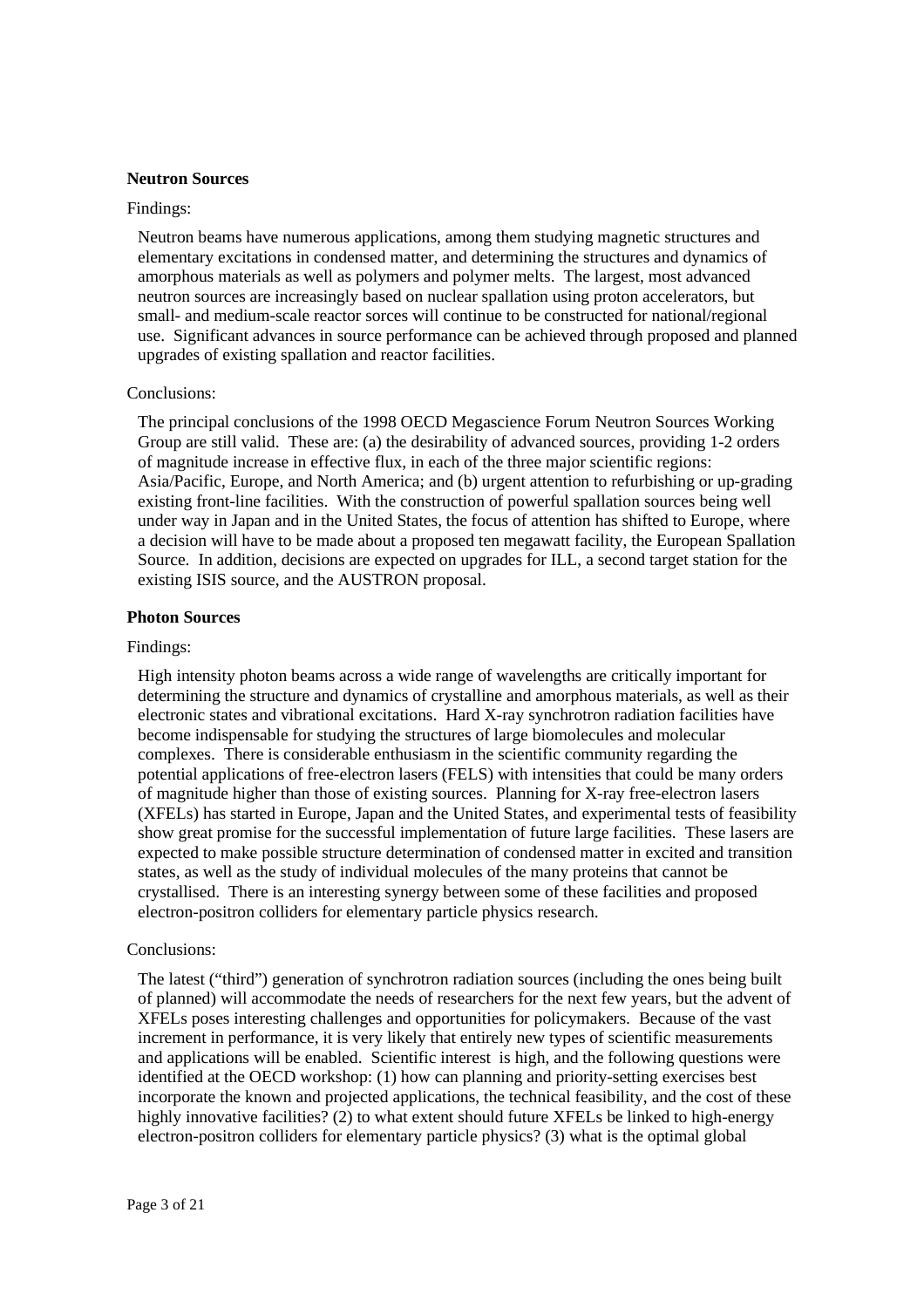**Neutron Sources**

Findings:

Neutron beams have numerous applications, among them studying magnetic structures and elementary excitations in condensed matter, and determining the structures and dynamics of amorphous materials as well as polymers and polymer melts. The largest, most advanced neutron sources are increasingly based on nuclear spallation using proton accelerators, but small- and medium-scale reactor sorces will continue to be constructed for national/regional use. Significant advances in source performance can be achieved through proposed and planned upgrades of existing spallation and reactor facilities.

Conclusions:

The principal conclusions of the 1998 OECD Megascience Forum Neutron Sources Working Group are still valid. These are: (a) the desirability of advanced sources, providing 1-2 orders of magnitude increase in effective flux, in each of the three major scientific regions: Asia/Pacific, Europe, and North America; and (b) urgent attention to refurbishing or up-grading existing front-line facilities. With the construction of powerful spallation sources being well under way in Japan and in the United States, the focus of attention has shifted to Europe, where a decision will have to be made about a proposed ten megawatt facility, the European Spallation Source. In addition, decisions are expected on upgrades for ILL, a second target station for the existing ISIS source, and the AUSTRON proposal.

**Photon Sources**

Findings:

High intensity photon beams across a wide range of wavelengths are critically important for determining the structure and dynamics of crystalline and amorphous materials, as well as their electronic states and vibrational excitations. Hard X-ray synchrotron radiation facilities have become indispensable for studying the structures of large biomolecules and molecular complexes. There is considerable enthusiasm in the scientific community regarding the potential applications of free-electron lasers (FELS) with intensities that could be many orders of magnitude higher than those of existing sources. Planning for X-ray free-electron lasers (XFELs) has started in Europe, Japan and the United States, and experimental tests of feasibility show great promise for the successful implementation of future large facilities. These lasers are expected to make possible structure determination of condensed matter in excited and transition states, as well as the study of individual molecules of the many proteins that cannot be crystallised. There is an interesting synergy between some of these facilities and proposed electron-positron colliders for elementary particle physics research.

Conclusions:

The latest ("third") generation of synchrotron radiation sources (including the ones being built of planned) will accommodate the needs of researchers for the next few years, but the advent of XFELs poses interesting challenges and opportunities for policymakers. Because of the vast increment in performance, it is very likely that entirely new types of scientific measurements and applications will be enabled. Scientific interest is high, and the following questions were identified at the OECD workshop: (1) how can planning and priority-setting exercises best incorporate the known and projected applications, the technical feasibility, and the cost of these highly innovative facilities? (2) to what extent should future XFELs be linked to high-energy electron-positron colliders for elementary particle physics? (3) what is the optimal global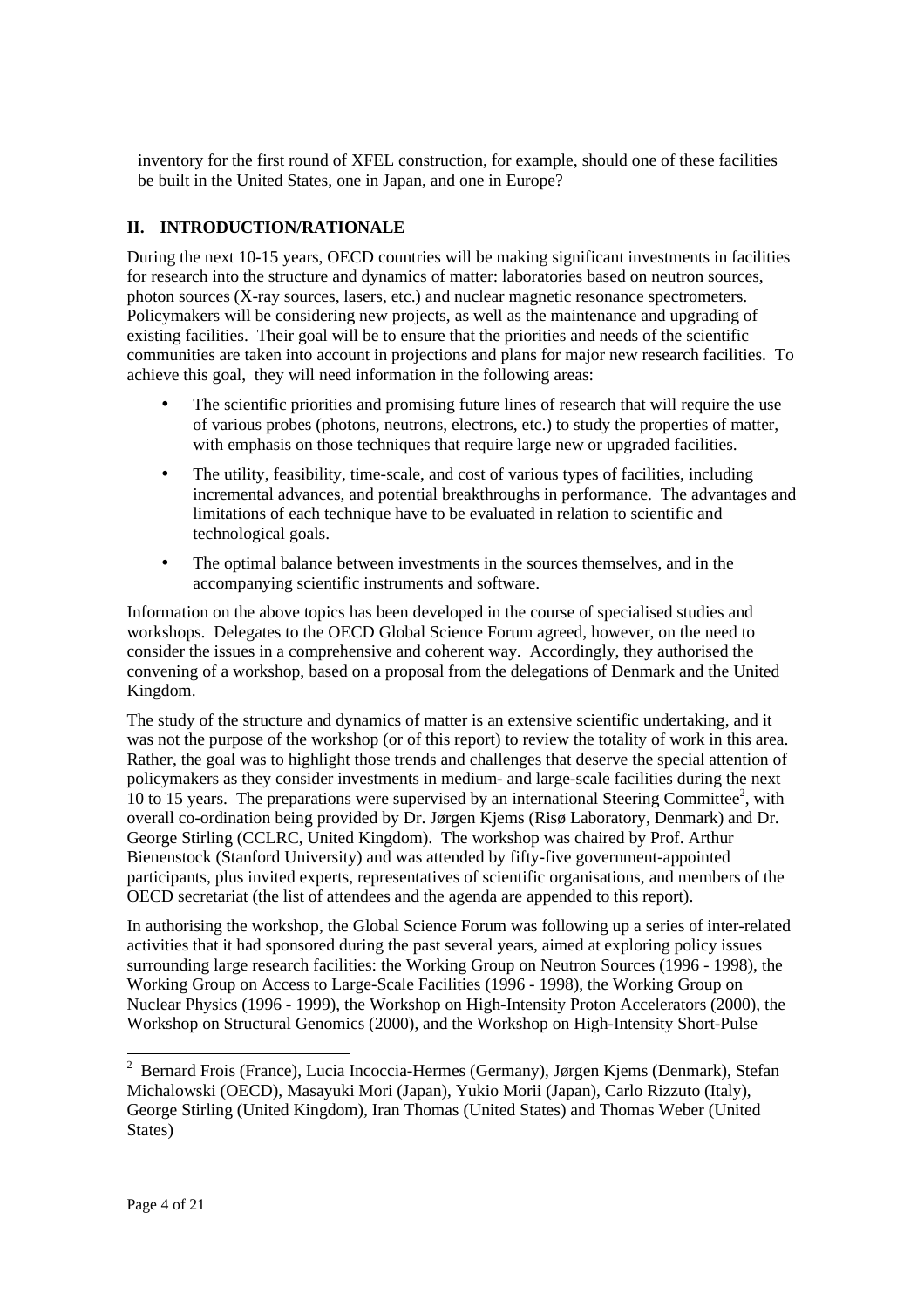inventory for the first round of XFEL construction, for example, should one of these facilities be built in the United States, one in Japan, and one in Europe?

## II. INTRODUCTION/RATIONALE

During the next 10-15 years, OECD countries will be making significant investments in facilities for research into the structure and dynamics of matter: laboratories based on neutron sources, photon sources (X-ray sources, lasers, etc.) and nuclear magnetic resonance spectrometers. Policymakers will be considering new projects, as well as the maintenance and upgrading of existing facilities. Their goal will be to ensure that the priorities and needs of the scientific communities are taken into account in projections and plans for major new research facilities. To achieve this goal, they will need information in the following areas:

- The scientific priorities and promising future lines of research that will require the use of various probes (photons, neutrons, electrons, etc.) to study the properties of matter, with emphasis on those techniques that require large new or upgraded facilities.
- The utility, feasibility, time-scale, and cost of various types of facilities, including incremental advances, and potential breakthroughs in performance. The advantages and limitations of each technique have to be evaluated in relation to scientific and technological goals.
- The optimal balance between investments in the sources themselves, and in the accompanying scientific instruments and software.

Information on the above topics has been developed in the course of specialised studies and workshops. Delegates to the OECD Global Science Forum agreed, however, on the need to consider the issues in a comprehensive and coherent way. Accordingly, they authorised the convening of a workshop, based on a proposal from the delegations of Denmark and the United Kingdom.

The study of the structure and dynamics of matter is an extensive scientific undertaking, and it was not the purpose of the workshop (or of this report) to review the totality of work in this area. Rather, the goal was to highlight those trends and challenges that deserve the special attention of policymakers as they consider investments in medium- and large-scale facilities during the next 10 to 15 years. The preparations were supervised by an international Steering Committee[2], with overall co-ordination being provided by Dr. Jørgen Kjems (Risø Laboratory, Denmark) and Dr. George Stirling (CCLRC, United Kingdom). The workshop was chaired by Prof. Arthur Bienenstock (Stanford University) and was attended by fifty-five government-appointed participants, plus invited experts, representatives of scientific organisations, and members of the OECD secretariat (the list of attendees and the agenda are appended to this report).

In authorising the workshop, the Global Science Forum was following up a series of inter-related activities that it had sponsored during the past several years, aimed at exploring policy issues surrounding large research facilities: the Working Group on Neutron Sources (1996 - 1998), the Working Group on Access to Large-Scale Facilities (1996 - 1998), the Working Group on Nuclear Physics (1996 - 1999), the Workshop on High-Intensity Proton Accelerators (2000), the Workshop on Structural Genomics (2000), and the Workshop on High-Intensity Short-Pulse

---

[2] Bernard Frois (France), Lucia Incoccia-Hermes (Germany), Jørgen Kjems (Denmark), Stefan Michalowski (OECD), Masayuki Mori (Japan), Yukio Morii (Japan), Carlo Rizzuto (Italy), George Stirling (United Kingdom), Iran Thomas (United States) and Thomas Weber (United States)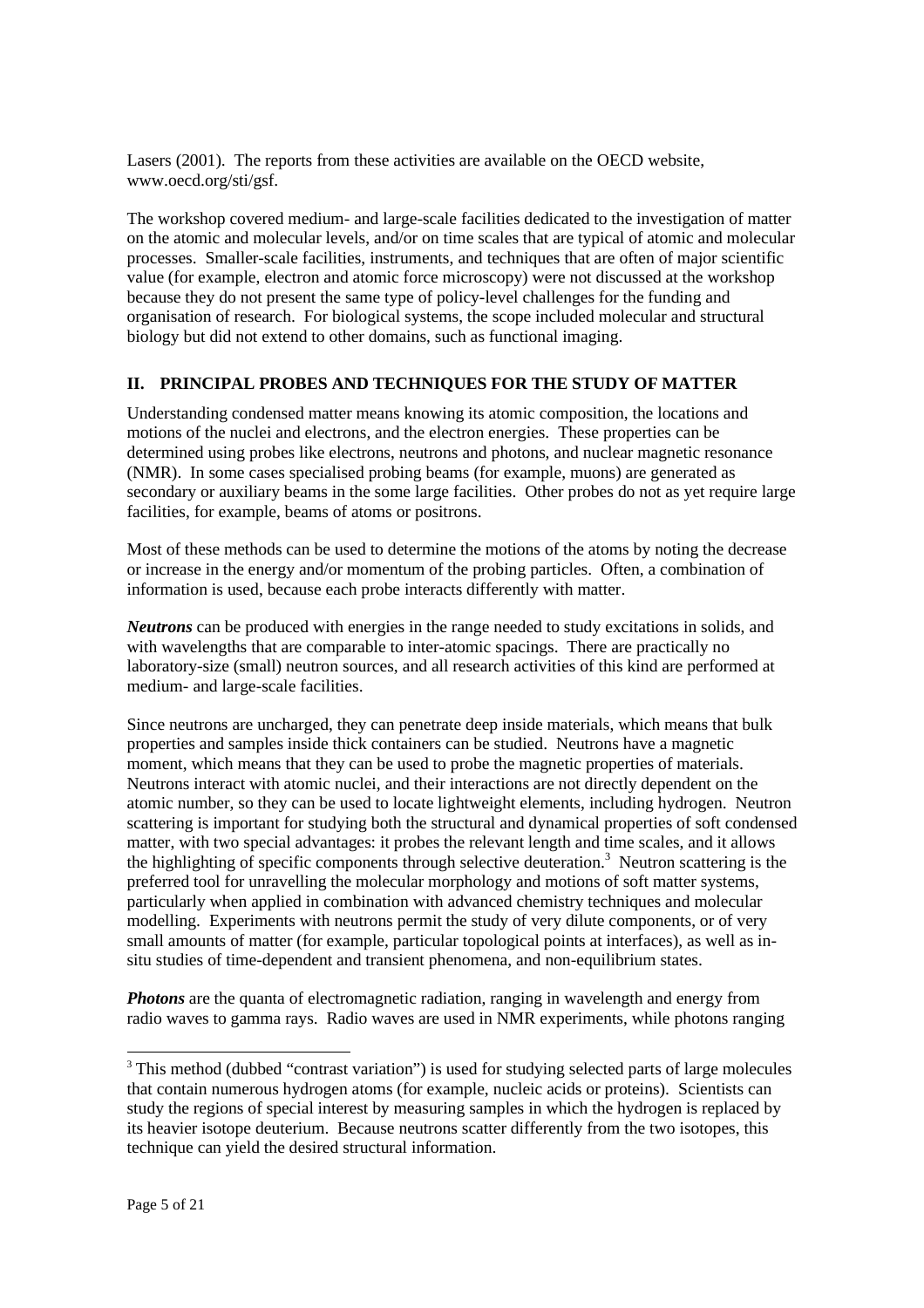Lasers (2001). The reports from these activities are available on the OECD website, www.oecd.org/sti/gsf.

The workshop covered medium- and large-scale facilities dedicated to the investigation of matter on the atomic and molecular levels, and/or on time scales that are typical of atomic and molecular processes. Smaller-scale facilities, instruments, and techniques that are often of major scientific value (for example, electron and atomic force microscopy) were not discussed at the workshop because they do not present the same type of policy-level challenges for the funding and organisation of research. For biological systems, the scope included molecular and structural biology but did not extend to other domains, such as functional imaging.

## II. PRINCIPAL PROBES AND TECHNIQUES FOR THE STUDY OF MATTER

Understanding condensed matter means knowing its atomic composition, the locations and motions of the nuclei and electrons, and the electron energies. These properties can be determined using probes like electrons, neutrons and photons, and nuclear magnetic resonance (NMR). In some cases specialised probing beams (for example, muons) are generated as secondary or auxiliary beams in the some large facilities. Other probes do not as yet require large facilities, for example, beams of atoms or positrons.

Most of these methods can be used to determine the motions of the atoms by noting the decrease or increase in the energy and/or momentum of the probing particles. Often, a combination of information is used, because each probe interacts differently with matter.

***Neutrons*** can be produced with energies in the range needed to study excitations in solids, and with wavelengths that are comparable to inter-atomic spacings. There are practically no laboratory-size (small) neutron sources, and all research activities of this kind are performed at medium- and large-scale facilities.

Since neutrons are uncharged, they can penetrate deep inside materials, which means that bulk properties and samples inside thick containers can be studied. Neutrons have a magnetic moment, which means that they can be used to probe the magnetic properties of materials. Neutrons interact with atomic nuclei, and their interactions are not directly dependent on the atomic number, so they can be used to locate lightweight elements, including hydrogen. Neutron scattering is important for studying both the structural and dynamical properties of soft condensed matter, with two special advantages: it probes the relevant length and time scales, and it allows the highlighting of specific components through selective deuteration.[3] Neutron scattering is the preferred tool for unravelling the molecular morphology and motions of soft matter systems, particularly when applied in combination with advanced chemistry techniques and molecular modelling. Experiments with neutrons permit the study of very dilute components, or of very small amounts of matter (for example, particular topological points at interfaces), as well as in-situ studies of time-dependent and transient phenomena, and non-equilibrium states.

***Photons*** are the quanta of electromagnetic radiation, ranging in wavelength and energy from radio waves to gamma rays. Radio waves are used in NMR experiments, while photons ranging

---

[3] This method (dubbed "contrast variation") is used for studying selected parts of large molecules that contain numerous hydrogen atoms (for example, nucleic acids or proteins). Scientists can study the regions of special interest by measuring samples in which the hydrogen is replaced by its heavier isotope deuterium. Because neutrons scatter differently from the two isotopes, this technique can yield the desired structural information.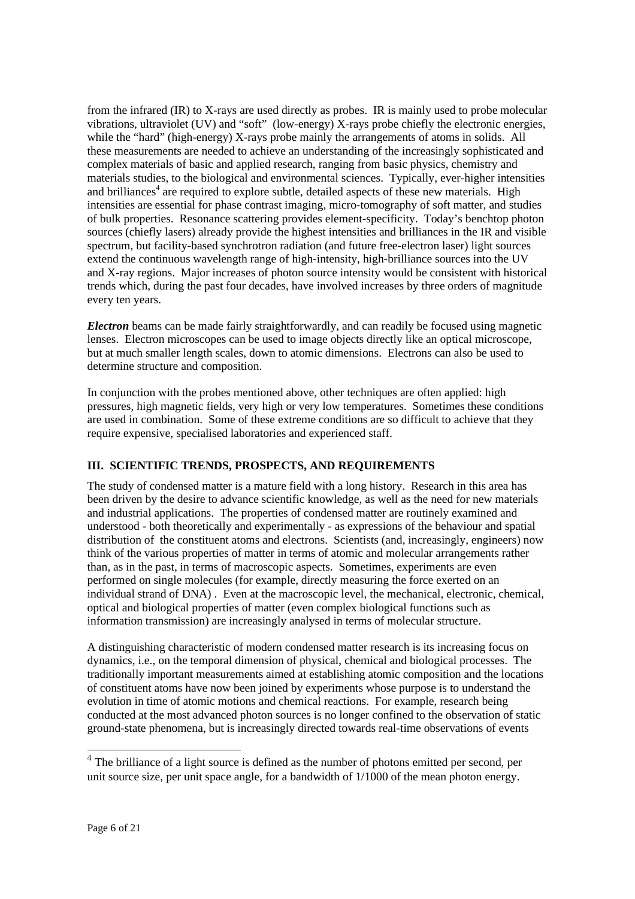from the infrared (IR) to X-rays are used directly as probes. IR is mainly used to probe molecular vibrations, ultraviolet (UV) and "soft" (low-energy) X-rays probe chiefly the electronic energies, while the "hard" (high-energy) X-rays probe mainly the arrangements of atoms in solids. All these measurements are needed to achieve an understanding of the increasingly sophisticated and complex materials of basic and applied research, ranging from basic physics, chemistry and materials studies, to the biological and environmental sciences. Typically, ever-higher intensities and brilliances[4] are required to explore subtle, detailed aspects of these new materials. High intensities are essential for phase contrast imaging, micro-tomography of soft matter, and studies of bulk properties. Resonance scattering provides element-specificity. Today's benchtop photon sources (chiefly lasers) already provide the highest intensities and brilliances in the IR and visible spectrum, but facility-based synchrotron radiation (and future free-electron laser) light sources extend the continuous wavelength range of high-intensity, high-brilliance sources into the UV and X-ray regions. Major increases of photon source intensity would be consistent with historical trends which, during the past four decades, have involved increases by three orders of magnitude every ten years.

***Electron*** beams can be made fairly straightforwardly, and can readily be focused using magnetic lenses. Electron microscopes can be used to image objects directly like an optical microscope, but at much smaller length scales, down to atomic dimensions. Electrons can also be used to determine structure and composition.

In conjunction with the probes mentioned above, other techniques are often applied: high pressures, high magnetic fields, very high or very low temperatures. Sometimes these conditions are used in combination. Some of these extreme conditions are so difficult to achieve that they require expensive, specialised laboratories and experienced staff.

## III. SCIENTIFIC TRENDS, PROSPECTS, AND REQUIREMENTS

The study of condensed matter is a mature field with a long history. Research in this area has been driven by the desire to advance scientific knowledge, as well as the need for new materials and industrial applications. The properties of condensed matter are routinely examined and understood - both theoretically and experimentally - as expressions of the behaviour and spatial distribution of the constituent atoms and electrons. Scientists (and, increasingly, engineers) now think of the various properties of matter in terms of atomic and molecular arrangements rather than, as in the past, in terms of macroscopic aspects. Sometimes, experiments are even performed on single molecules (for example, directly measuring the force exerted on an individual strand of DNA) . Even at the macroscopic level, the mechanical, electronic, chemical, optical and biological properties of matter (even complex biological functions such as information transmission) are increasingly analysed in terms of molecular structure.

A distinguishing characteristic of modern condensed matter research is its increasing focus on dynamics, i.e., on the temporal dimension of physical, chemical and biological processes. The traditionally important measurements aimed at establishing atomic composition and the locations of constituent atoms have now been joined by experiments whose purpose is to understand the evolution in time of atomic motions and chemical reactions. For example, research being conducted at the most advanced photon sources is no longer confined to the observation of static ground-state phenomena, but is increasingly directed towards real-time observations of events

[4] The brilliance of a light source is defined as the number of photons emitted per second, per unit source size, per unit space angle, for a bandwidth of 1/1000 of the mean photon energy.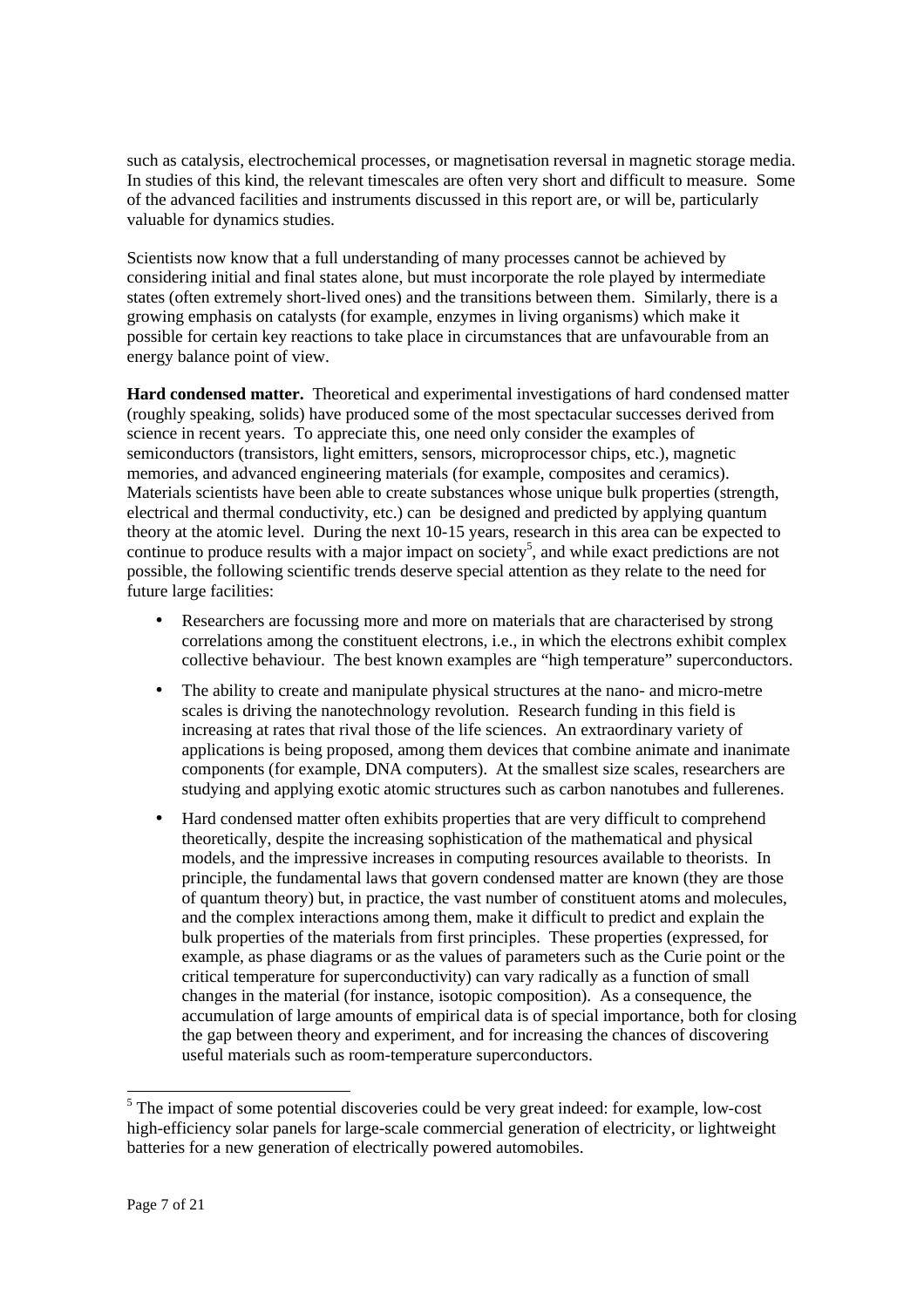such as catalysis, electrochemical processes, or magnetisation reversal in magnetic storage media. In studies of this kind, the relevant timescales are often very short and difficult to measure. Some of the advanced facilities and instruments discussed in this report are, or will be, particularly valuable for dynamics studies.

Scientists now know that a full understanding of many processes cannot be achieved by considering initial and final states alone, but must incorporate the role played by intermediate states (often extremely short-lived ones) and the transitions between them. Similarly, there is a growing emphasis on catalysts (for example, enzymes in living organisms) which make it possible for certain key reactions to take place in circumstances that are unfavourable from an energy balance point of view.

**Hard condensed matter.** Theoretical and experimental investigations of hard condensed matter (roughly speaking, solids) have produced some of the most spectacular successes derived from science in recent years. To appreciate this, one need only consider the examples of semiconductors (transistors, light emitters, sensors, microprocessor chips, etc.), magnetic memories, and advanced engineering materials (for example, composites and ceramics). Materials scientists have been able to create substances whose unique bulk properties (strength, electrical and thermal conductivity, etc.) can be designed and predicted by applying quantum theory at the atomic level. During the next 10-15 years, research in this area can be expected to continue to produce results with a major impact on society[5], and while exact predictions are not possible, the following scientific trends deserve special attention as they relate to the need for future large facilities:

- Researchers are focussing more and more on materials that are characterised by strong correlations among the constituent electrons, i.e., in which the electrons exhibit complex collective behaviour. The best known examples are "high temperature" superconductors.
- The ability to create and manipulate physical structures at the nano- and micro-metre scales is driving the nanotechnology revolution. Research funding in this field is increasing at rates that rival those of the life sciences. An extraordinary variety of applications is being proposed, among them devices that combine animate and inanimate components (for example, DNA computers). At the smallest size scales, researchers are studying and applying exotic atomic structures such as carbon nanotubes and fullerenes.
- Hard condensed matter often exhibits properties that are very difficult to comprehend theoretically, despite the increasing sophistication of the mathematical and physical models, and the impressive increases in computing resources available to theorists. In principle, the fundamental laws that govern condensed matter are known (they are those of quantum theory) but, in practice, the vast number of constituent atoms and molecules, and the complex interactions among them, make it difficult to predict and explain the bulk properties of the materials from first principles. These properties (expressed, for example, as phase diagrams or as the values of parameters such as the Curie point or the critical temperature for superconductivity) can vary radically as a function of small changes in the material (for instance, isotopic composition). As a consequence, the accumulation of large amounts of empirical data is of special importance, both for closing the gap between theory and experiment, and for increasing the chances of discovering useful materials such as room-temperature superconductors.

[5] The impact of some potential discoveries could be very great indeed: for example, low-cost high-efficiency solar panels for large-scale commercial generation of electricity, or lightweight batteries for a new generation of electrically powered automobiles.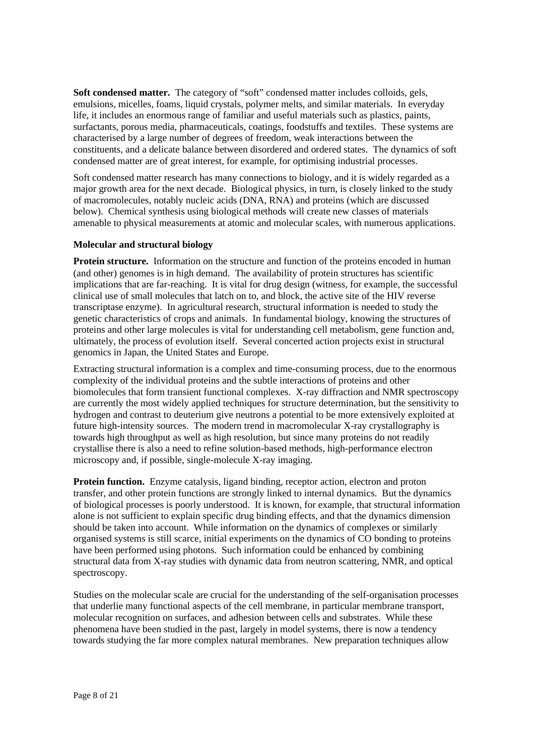**Soft condensed matter.** The category of "soft" condensed matter includes colloids, gels, emulsions, micelles, foams, liquid crystals, polymer melts, and similar materials. In everyday life, it includes an enormous range of familiar and useful materials such as plastics, paints, surfactants, porous media, pharmaceuticals, coatings, foodstuffs and textiles. These systems are characterised by a large number of degrees of freedom, weak interactions between the constituents, and a delicate balance between disordered and ordered states. The dynamics of soft condensed matter are of great interest, for example, for optimising industrial processes.

Soft condensed matter research has many connections to biology, and it is widely regarded as a major growth area for the next decade. Biological physics, in turn, is closely linked to the study of macromolecules, notably nucleic acids (DNA, RNA) and proteins (which are discussed below). Chemical synthesis using biological methods will create new classes of materials amenable to physical measurements at atomic and molecular scales, with numerous applications.

**Molecular and structural biology**

**Protein structure.** Information on the structure and function of the proteins encoded in human (and other) genomes is in high demand. The availability of protein structures has scientific implications that are far-reaching. It is vital for drug design (witness, for example, the successful clinical use of small molecules that latch on to, and block, the active site of the HIV reverse transcriptase enzyme). In agricultural research, structural information is needed to study the genetic characteristics of crops and animals. In fundamental biology, knowing the structures of proteins and other large molecules is vital for understanding cell metabolism, gene function and, ultimately, the process of evolution itself. Several concerted action projects exist in structural genomics in Japan, the United States and Europe.

Extracting structural information is a complex and time-consuming process, due to the enormous complexity of the individual proteins and the subtle interactions of proteins and other biomolecules that form transient functional complexes. X-ray diffraction and NMR spectroscopy are currently the most widely applied techniques for structure determination, but the sensitivity to hydrogen and contrast to deuterium give neutrons a potential to be more extensively exploited at future high-intensity sources. The modern trend in macromolecular X-ray crystallography is towards high throughput as well as high resolution, but since many proteins do not readily crystallise there is also a need to refine solution-based methods, high-performance electron microscopy and, if possible, single-molecule X-ray imaging.

**Protein function.** Enzyme catalysis, ligand binding, receptor action, electron and proton transfer, and other protein functions are strongly linked to internal dynamics. But the dynamics of biological processes is poorly understood. It is known, for example, that structural information alone is not sufficient to explain specific drug binding effects, and that the dynamics dimension should be taken into account. While information on the dynamics of complexes or similarly organised systems is still scarce, initial experiments on the dynamics of CO bonding to proteins have been performed using photons. Such information could be enhanced by combining structural data from X-ray studies with dynamic data from neutron scattering, NMR, and optical spectroscopy.

Studies on the molecular scale are crucial for the understanding of the self-organisation processes that underlie many functional aspects of the cell membrane, in particular membrane transport, molecular recognition on surfaces, and adhesion between cells and substrates. While these phenomena have been studied in the past, largely in model systems, there is now a tendency towards studying the far more complex natural membranes. New preparation techniques allow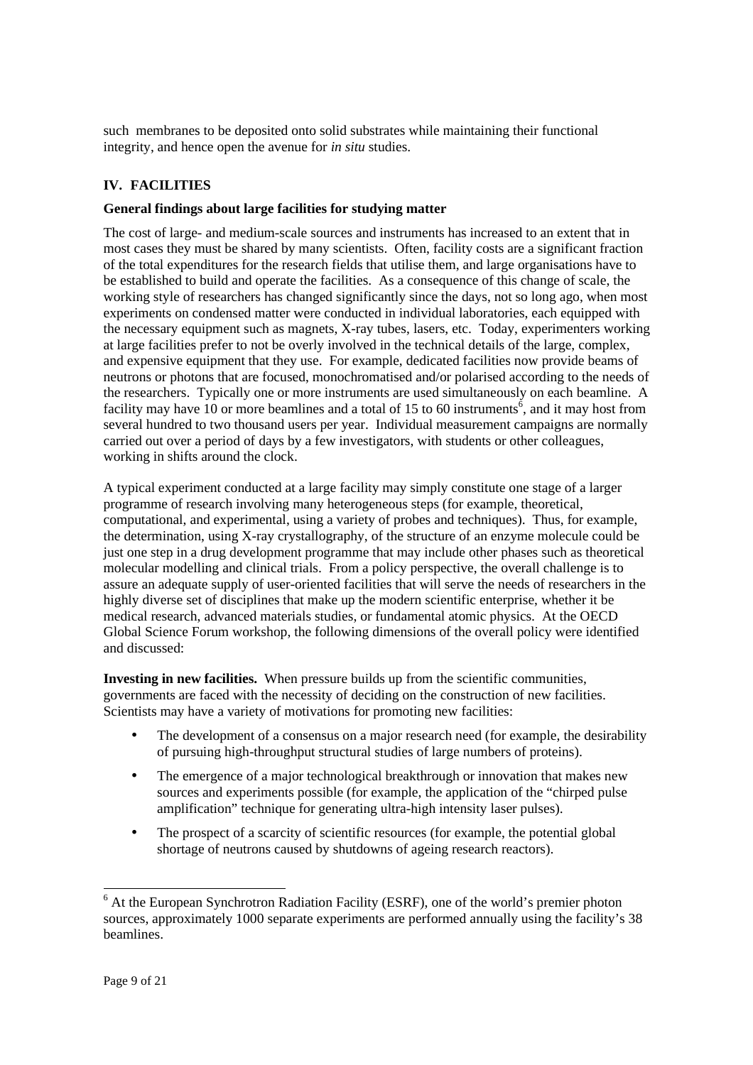such membranes to be deposited onto solid substrates while maintaining their functional integrity, and hence open the avenue for *in situ* studies.

## IV. FACILITIES

### General findings about large facilities for studying matter

The cost of large- and medium-scale sources and instruments has increased to an extent that in most cases they must be shared by many scientists. Often, facility costs are a significant fraction of the total expenditures for the research fields that utilise them, and large organisations have to be established to build and operate the facilities. As a consequence of this change of scale, the working style of researchers has changed significantly since the days, not so long ago, when most experiments on condensed matter were conducted in individual laboratories, each equipped with the necessary equipment such as magnets, X-ray tubes, lasers, etc. Today, experimenters working at large facilities prefer to not be overly involved in the technical details of the large, complex, and expensive equipment that they use. For example, dedicated facilities now provide beams of neutrons or photons that are focused, monochromatised and/or polarised according to the needs of the researchers. Typically one or more instruments are used simultaneously on each beamline. A facility may have 10 or more beamlines and a total of 15 to 60 instruments[6], and it may host from several hundred to two thousand users per year. Individual measurement campaigns are normally carried out over a period of days by a few investigators, with students or other colleagues, working in shifts around the clock.

A typical experiment conducted at a large facility may simply constitute one stage of a larger programme of research involving many heterogeneous steps (for example, theoretical, computational, and experimental, using a variety of probes and techniques). Thus, for example, the determination, using X-ray crystallography, of the structure of an enzyme molecule could be just one step in a drug development programme that may include other phases such as theoretical molecular modelling and clinical trials. From a policy perspective, the overall challenge is to assure an adequate supply of user-oriented facilities that will serve the needs of researchers in the highly diverse set of disciplines that make up the modern scientific enterprise, whether it be medical research, advanced materials studies, or fundamental atomic physics. At the OECD Global Science Forum workshop, the following dimensions of the overall policy were identified and discussed:

**Investing in new facilities.** When pressure builds up from the scientific communities, governments are faced with the necessity of deciding on the construction of new facilities. Scientists may have a variety of motivations for promoting new facilities:

- The development of a consensus on a major research need (for example, the desirability of pursuing high-throughput structural studies of large numbers of proteins).
- The emergence of a major technological breakthrough or innovation that makes new sources and experiments possible (for example, the application of the "chirped pulse amplification" technique for generating ultra-high intensity laser pulses).
- The prospect of a scarcity of scientific resources (for example, the potential global shortage of neutrons caused by shutdowns of ageing research reactors).

---

[6] At the European Synchrotron Radiation Facility (ESRF), one of the world's premier photon sources, approximately 1000 separate experiments are performed annually using the facility's 38 beamlines.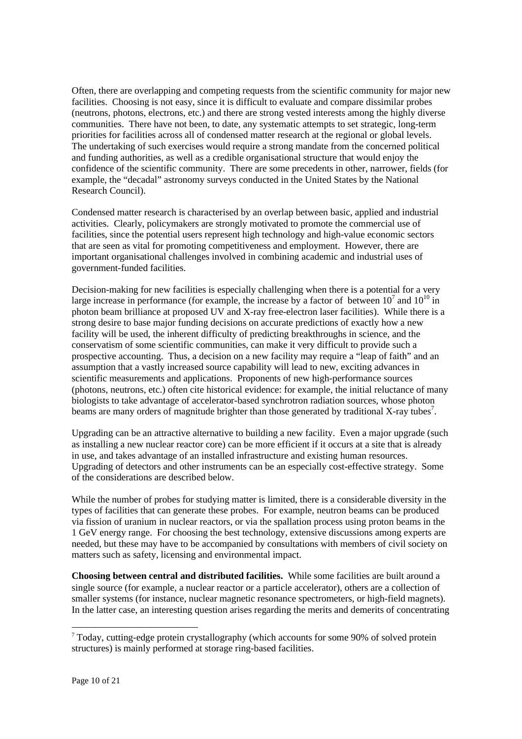Often, there are overlapping and competing requests from the scientific community for major new facilities. Choosing is not easy, since it is difficult to evaluate and compare dissimilar probes (neutrons, photons, electrons, etc.) and there are strong vested interests among the highly diverse communities. There have not been, to date, any systematic attempts to set strategic, long-term priorities for facilities across all of condensed matter research at the regional or global levels. The undertaking of such exercises would require a strong mandate from the concerned political and funding authorities, as well as a credible organisational structure that would enjoy the confidence of the scientific community. There are some precedents in other, narrower, fields (for example, the "decadal" astronomy surveys conducted in the United States by the National Research Council).

Condensed matter research is characterised by an overlap between basic, applied and industrial activities. Clearly, policymakers are strongly motivated to promote the commercial use of facilities, since the potential users represent high technology and high-value economic sectors that are seen as vital for promoting competitiveness and employment. However, there are important organisational challenges involved in combining academic and industrial uses of government-funded facilities.

Decision-making for new facilities is especially challenging when there is a potential for a very large increase in performance (for example, the increase by a factor of between $10^7$ and $10^{10}$ in photon beam brilliance at proposed UV and X-ray free-electron laser facilities). While there is a strong desire to base major funding decisions on accurate predictions of exactly how a new facility will be used, the inherent difficulty of predicting breakthroughs in science, and the conservatism of some scientific communities, can make it very difficult to provide such a prospective accounting. Thus, a decision on a new facility may require a "leap of faith" and an assumption that a vastly increased source capability will lead to new, exciting advances in scientific measurements and applications. Proponents of new high-performance sources (photons, neutrons, etc.) often cite historical evidence: for example, the initial reluctance of many biologists to take advantage of accelerator-based synchrotron radiation sources, whose photon beams are many orders of magnitude brighter than those generated by traditional X-ray tubes[7].

Upgrading can be an attractive alternative to building a new facility. Even a major upgrade (such as installing a new nuclear reactor core) can be more efficient if it occurs at a site that is already in use, and takes advantage of an installed infrastructure and existing human resources. Upgrading of detectors and other instruments can be an especially cost-effective strategy. Some of the considerations are described below.

While the number of probes for studying matter is limited, there is a considerable diversity in the types of facilities that can generate these probes. For example, neutron beams can be produced via fission of uranium in nuclear reactors, or via the spallation process using proton beams in the 1 GeV energy range. For choosing the best technology, extensive discussions among experts are needed, but these may have to be accompanied by consultations with members of civil society on matters such as safety, licensing and environmental impact.

**Choosing between central and distributed facilities.** While some facilities are built around a single source (for example, a nuclear reactor or a particle accelerator), others are a collection of smaller systems (for instance, nuclear magnetic resonance spectrometers, or high-field magnets). In the latter case, an interesting question arises regarding the merits and demerits of concentrating

[7] Today, cutting-edge protein crystallography (which accounts for some 90% of solved protein structures) is mainly performed at storage ring-based facilities.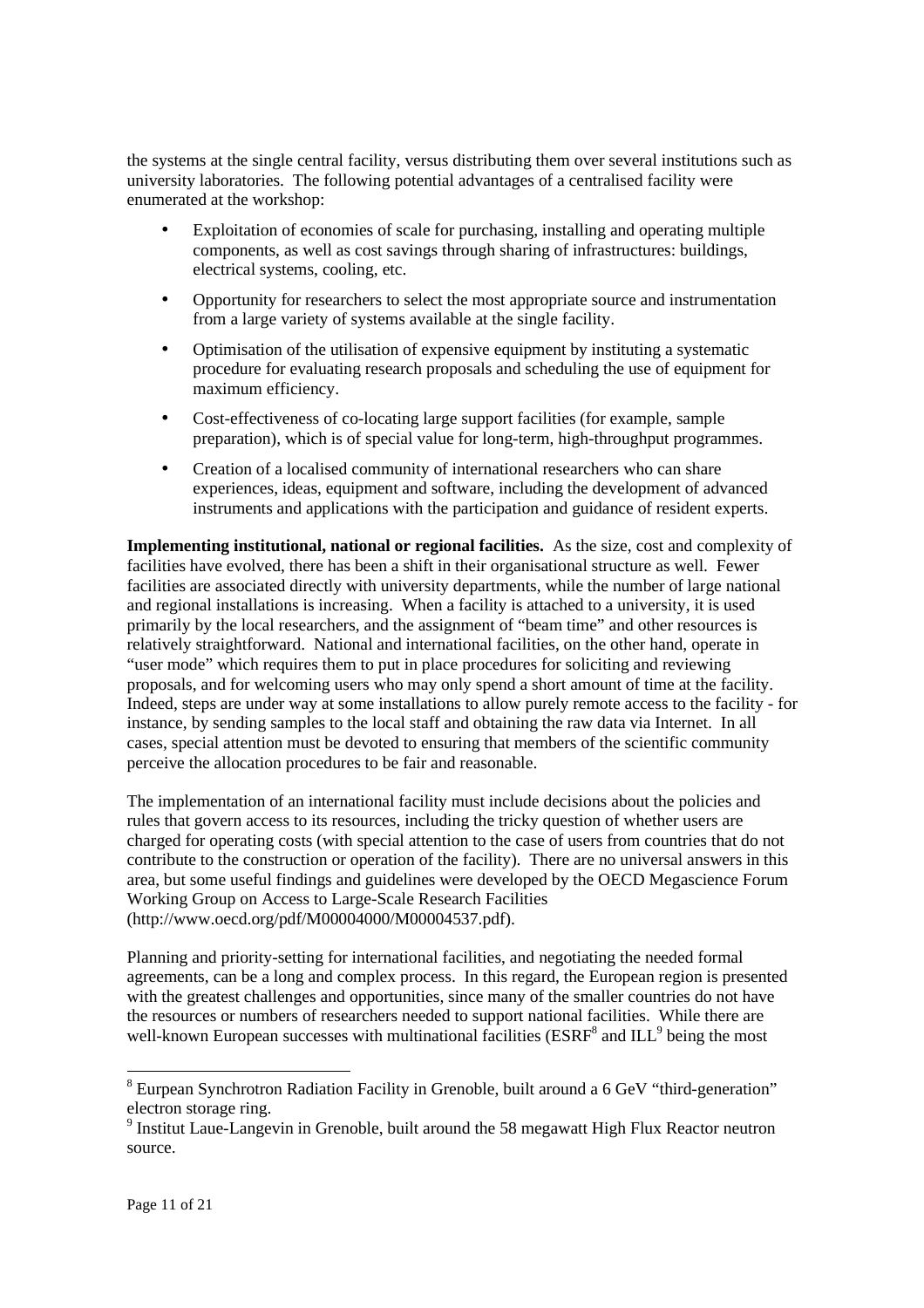the systems at the single central facility, versus distributing them over several institutions such as university laboratories. The following potential advantages of a centralised facility were enumerated at the workshop:

- Exploitation of economies of scale for purchasing, installing and operating multiple components, as well as cost savings through sharing of infrastructures: buildings, electrical systems, cooling, etc.
- Opportunity for researchers to select the most appropriate source and instrumentation from a large variety of systems available at the single facility.
- Optimisation of the utilisation of expensive equipment by instituting a systematic procedure for evaluating research proposals and scheduling the use of equipment for maximum efficiency.
- Cost-effectiveness of co-locating large support facilities (for example, sample preparation), which is of special value for long-term, high-throughput programmes.
- Creation of a localised community of international researchers who can share experiences, ideas, equipment and software, including the development of advanced instruments and applications with the participation and guidance of resident experts.

**Implementing institutional, national or regional facilities.** As the size, cost and complexity of facilities have evolved, there has been a shift in their organisational structure as well. Fewer facilities are associated directly with university departments, while the number of large national and regional installations is increasing. When a facility is attached to a university, it is used primarily by the local researchers, and the assignment of "beam time" and other resources is relatively straightforward. National and international facilities, on the other hand, operate in "user mode" which requires them to put in place procedures for soliciting and reviewing proposals, and for welcoming users who may only spend a short amount of time at the facility. Indeed, steps are under way at some installations to allow purely remote access to the facility - for instance, by sending samples to the local staff and obtaining the raw data via Internet. In all cases, special attention must be devoted to ensuring that members of the scientific community perceive the allocation procedures to be fair and reasonable.

The implementation of an international facility must include decisions about the policies and rules that govern access to its resources, including the tricky question of whether users are charged for operating costs (with special attention to the case of users from countries that do not contribute to the construction or operation of the facility). There are no universal answers in this area, but some useful findings and guidelines were developed by the OECD Megascience Forum Working Group on Access to Large-Scale Research Facilities (http://www.oecd.org/pdf/M00004000/M00004537.pdf).

Planning and priority-setting for international facilities, and negotiating the needed formal agreements, can be a long and complex process. In this regard, the European region is presented with the greatest challenges and opportunities, since many of the smaller countries do not have the resources or numbers of researchers needed to support national facilities. While there are well-known European successes with multinational facilities (ESRF[8] and ILL[9] being the most

---

[8] Eurpean Synchrotron Radiation Facility in Grenoble, built around a 6 GeV "third-generation" electron storage ring.

[9] Institut Laue-Langevin in Grenoble, built around the 58 megawatt High Flux Reactor neutron source.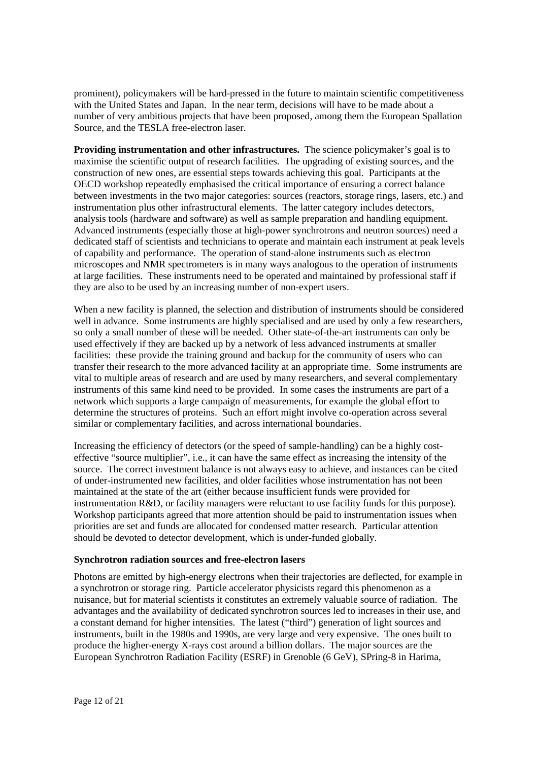prominent), policymakers will be hard-pressed in the future to maintain scientific competitiveness with the United States and Japan. In the near term, decisions will have to be made about a number of very ambitious projects that have been proposed, among them the European Spallation Source, and the TESLA free-electron laser.

**Providing instrumentation and other infrastructures.** The science policymaker's goal is to maximise the scientific output of research facilities. The upgrading of existing sources, and the construction of new ones, are essential steps towards achieving this goal. Participants at the OECD workshop repeatedly emphasised the critical importance of ensuring a correct balance between investments in the two major categories: sources (reactors, storage rings, lasers, etc.) and instrumentation plus other infrastructural elements. The latter category includes detectors, analysis tools (hardware and software) as well as sample preparation and handling equipment. Advanced instruments (especially those at high-power synchrotrons and neutron sources) need a dedicated staff of scientists and technicians to operate and maintain each instrument at peak levels of capability and performance. The operation of stand-alone instruments such as electron microscopes and NMR spectrometers is in many ways analogous to the operation of instruments at large facilities. These instruments need to be operated and maintained by professional staff if they are also to be used by an increasing number of non-expert users.

When a new facility is planned, the selection and distribution of instruments should be considered well in advance. Some instruments are highly specialised and are used by only a few researchers, so only a small number of these will be needed. Other state-of-the-art instruments can only be used effectively if they are backed up by a network of less advanced instruments at smaller facilities: these provide the training ground and backup for the community of users who can transfer their research to the more advanced facility at an appropriate time. Some instruments are vital to multiple areas of research and are used by many researchers, and several complementary instruments of this same kind need to be provided. In some cases the instruments are part of a network which supports a large campaign of measurements, for example the global effort to determine the structures of proteins. Such an effort might involve co-operation across several similar or complementary facilities, and across international boundaries.

Increasing the efficiency of detectors (or the speed of sample-handling) can be a highly cost-effective "source multiplier", i.e., it can have the same effect as increasing the intensity of the source. The correct investment balance is not always easy to achieve, and instances can be cited of under-instrumented new facilities, and older facilities whose instrumentation has not been maintained at the state of the art (either because insufficient funds were provided for instrumentation R&D, or facility managers were reluctant to use facility funds for this purpose). Workshop participants agreed that more attention should be paid to instrumentation issues when priorities are set and funds are allocated for condensed matter research. Particular attention should be devoted to detector development, which is under-funded globally.

**Synchrotron radiation sources and free-electron lasers**

Photons are emitted by high-energy electrons when their trajectories are deflected, for example in a synchrotron or storage ring. Particle accelerator physicists regard this phenomenon as a nuisance, but for material scientists it constitutes an extremely valuable source of radiation. The advantages and the availability of dedicated synchrotron sources led to increases in their use, and a constant demand for higher intensities. The latest ("third") generation of light sources and instruments, built in the 1980s and 1990s, are very large and very expensive. The ones built to produce the higher-energy X-rays cost around a billion dollars. The major sources are the European Synchrotron Radiation Facility (ESRF) in Grenoble (6 GeV), SPring-8 in Harima,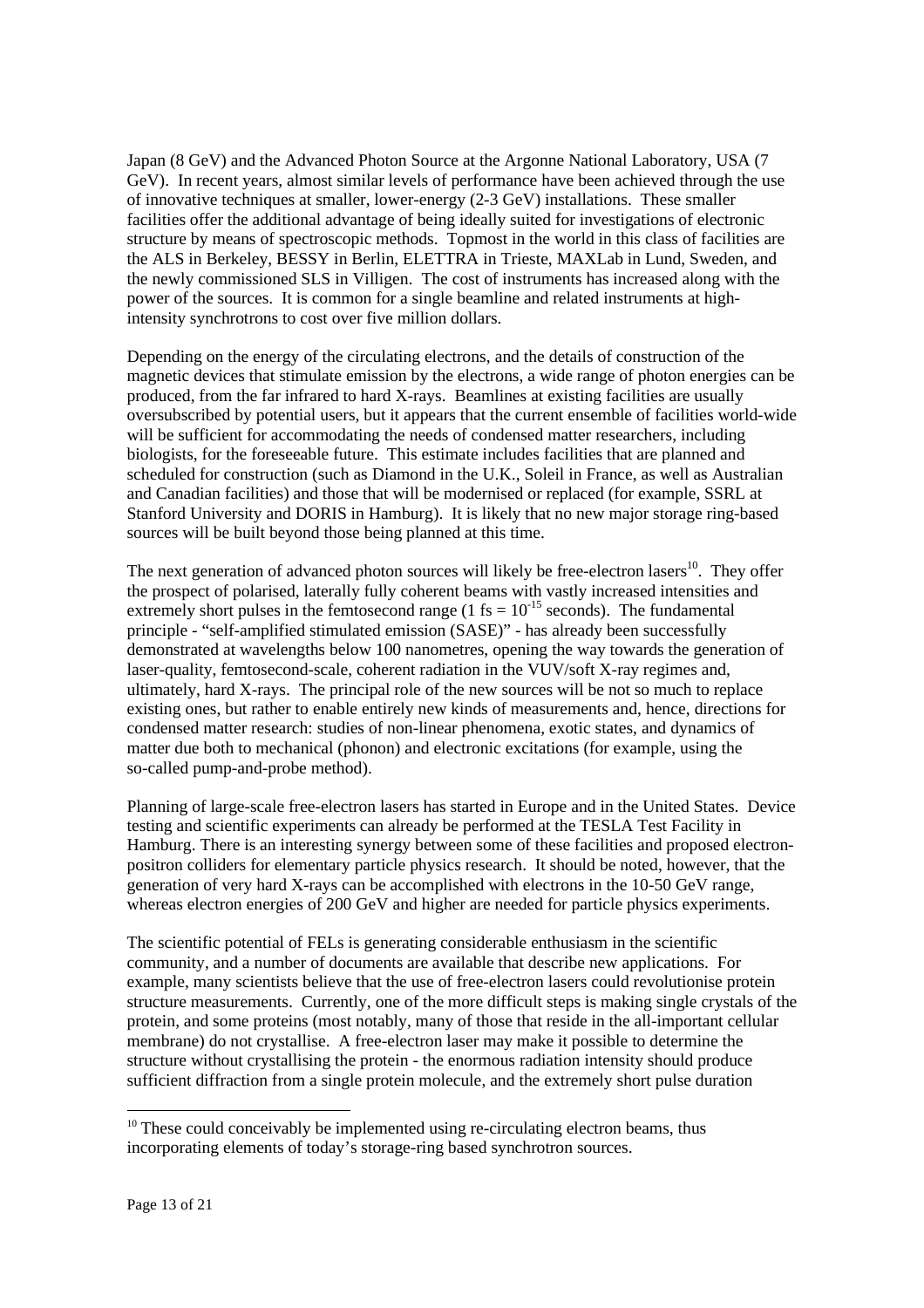Japan (8 GeV) and the Advanced Photon Source at the Argonne National Laboratory, USA (7 GeV). In recent years, almost similar levels of performance have been achieved through the use of innovative techniques at smaller, lower-energy (2-3 GeV) installations. These smaller facilities offer the additional advantage of being ideally suited for investigations of electronic structure by means of spectroscopic methods. Topmost in the world in this class of facilities are the ALS in Berkeley, BESSY in Berlin, ELETTRA in Trieste, MAXLab in Lund, Sweden, and the newly commissioned SLS in Villigen. The cost of instruments has increased along with the power of the sources. It is common for a single beamline and related instruments at high-intensity synchrotrons to cost over five million dollars.

Depending on the energy of the circulating electrons, and the details of construction of the magnetic devices that stimulate emission by the electrons, a wide range of photon energies can be produced, from the far infrared to hard X-rays. Beamlines at existing facilities are usually oversubscribed by potential users, but it appears that the current ensemble of facilities world-wide will be sufficient for accommodating the needs of condensed matter researchers, including biologists, for the foreseeable future. This estimate includes facilities that are planned and scheduled for construction (such as Diamond in the U.K., Soleil in France, as well as Australian and Canadian facilities) and those that will be modernised or replaced (for example, SSRL at Stanford University and DORIS in Hamburg). It is likely that no new major storage ring-based sources will be built beyond those being planned at this time.

The next generation of advanced photon sources will likely be free-electron lasers[10]. They offer the prospect of polarised, laterally fully coherent beams with vastly increased intensities and extremely short pulses in the femtosecond range (1 fs = $10^{-15}$ seconds). The fundamental principle - "self-amplified stimulated emission (SASE)" - has already been successfully demonstrated at wavelengths below 100 nanometres, opening the way towards the generation of laser-quality, femtosecond-scale, coherent radiation in the VUV/soft X-ray regimes and, ultimately, hard X-rays. The principal role of the new sources will be not so much to replace existing ones, but rather to enable entirely new kinds of measurements and, hence, directions for condensed matter research: studies of non-linear phenomena, exotic states, and dynamics of matter due both to mechanical (phonon) and electronic excitations (for example, using the so-called pump-and-probe method).

Planning of large-scale free-electron lasers has started in Europe and in the United States. Device testing and scientific experiments can already be performed at the TESLA Test Facility in Hamburg. There is an interesting synergy between some of these facilities and proposed electron-positron colliders for elementary particle physics research. It should be noted, however, that the generation of very hard X-rays can be accomplished with electrons in the 10-50 GeV range, whereas electron energies of 200 GeV and higher are needed for particle physics experiments.

The scientific potential of FELs is generating considerable enthusiasm in the scientific community, and a number of documents are available that describe new applications. For example, many scientists believe that the use of free-electron lasers could revolutionise protein structure measurements. Currently, one of the more difficult steps is making single crystals of the protein, and some proteins (most notably, many of those that reside in the all-important cellular membrane) do not crystallise. A free-electron laser may make it possible to determine the structure without crystallising the protein - the enormous radiation intensity should produce sufficient diffraction from a single protein molecule, and the extremely short pulse duration

[10] These could conceivably be implemented using re-circulating electron beams, thus incorporating elements of today's storage-ring based synchrotron sources.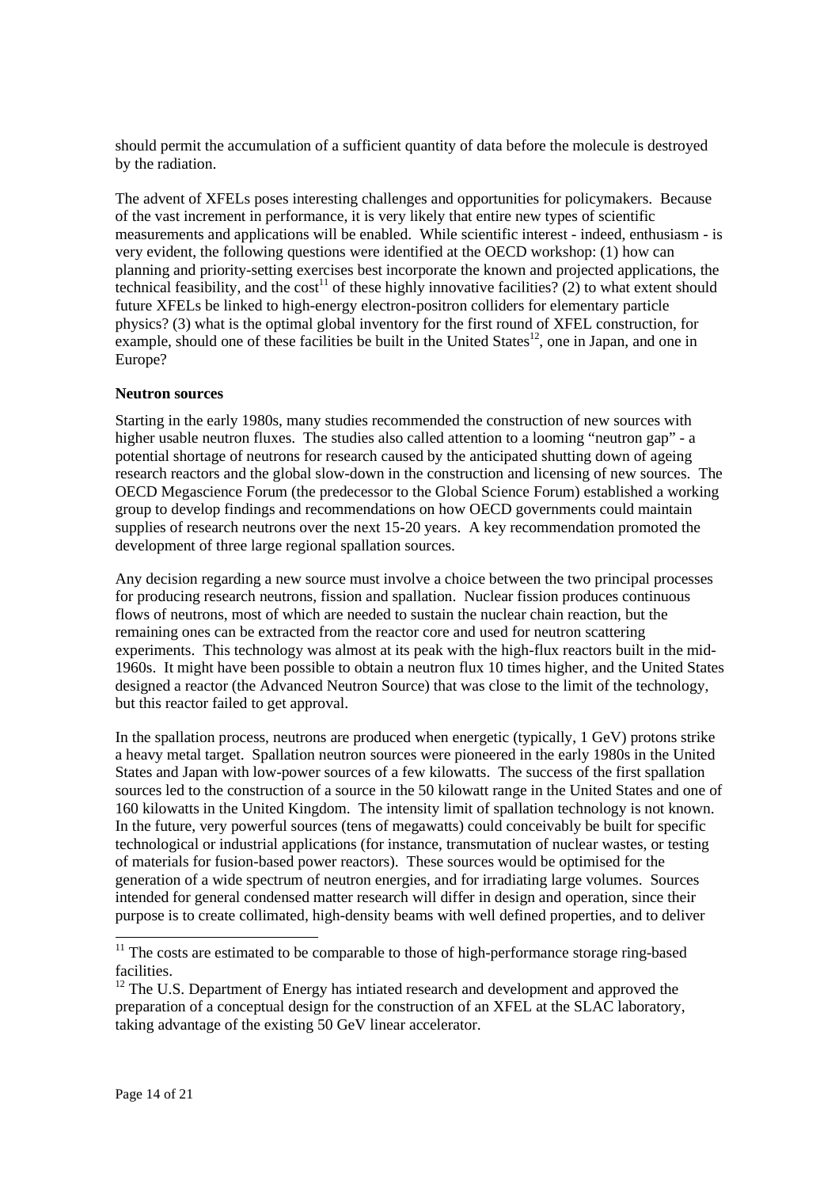should permit the accumulation of a sufficient quantity of data before the molecule is destroyed by the radiation.

The advent of XFELs poses interesting challenges and opportunities for policymakers. Because of the vast increment in performance, it is very likely that entire new types of scientific measurements and applications will be enabled. While scientific interest - indeed, enthusiasm - is very evident, the following questions were identified at the OECD workshop: (1) how can planning and priority-setting exercises best incorporate the known and projected applications, the technical feasibility, and the cost[11] of these highly innovative facilities? (2) to what extent should future XFELs be linked to high-energy electron-positron colliders for elementary particle physics? (3) what is the optimal global inventory for the first round of XFEL construction, for example, should one of these facilities be built in the United States[12], one in Japan, and one in Europe?

**Neutron sources**

Starting in the early 1980s, many studies recommended the construction of new sources with higher usable neutron fluxes. The studies also called attention to a looming "neutron gap" - a potential shortage of neutrons for research caused by the anticipated shutting down of ageing research reactors and the global slow-down in the construction and licensing of new sources. The OECD Megascience Forum (the predecessor to the Global Science Forum) established a working group to develop findings and recommendations on how OECD governments could maintain supplies of research neutrons over the next 15-20 years. A key recommendation promoted the development of three large regional spallation sources.

Any decision regarding a new source must involve a choice between the two principal processes for producing research neutrons, fission and spallation. Nuclear fission produces continuous flows of neutrons, most of which are needed to sustain the nuclear chain reaction, but the remaining ones can be extracted from the reactor core and used for neutron scattering experiments. This technology was almost at its peak with the high-flux reactors built in the mid-1960s. It might have been possible to obtain a neutron flux 10 times higher, and the United States designed a reactor (the Advanced Neutron Source) that was close to the limit of the technology, but this reactor failed to get approval.

In the spallation process, neutrons are produced when energetic (typically, 1 GeV) protons strike a heavy metal target. Spallation neutron sources were pioneered in the early 1980s in the United States and Japan with low-power sources of a few kilowatts. The success of the first spallation sources led to the construction of a source in the 50 kilowatt range in the United States and one of 160 kilowatts in the United Kingdom. The intensity limit of spallation technology is not known. In the future, very powerful sources (tens of megawatts) could conceivably be built for specific technological or industrial applications (for instance, transmutation of nuclear wastes, or testing of materials for fusion-based power reactors). These sources would be optimised for the generation of a wide spectrum of neutron energies, and for irradiating large volumes. Sources intended for general condensed matter research will differ in design and operation, since their purpose is to create collimated, high-density beams with well defined properties, and to deliver

---

[11] The costs are estimated to be comparable to those of high-performance storage ring-based facilities.

[12] The U.S. Department of Energy has intiated research and development and approved the preparation of a conceptual design for the construction of an XFEL at the SLAC laboratory, taking advantage of the existing 50 GeV linear accelerator.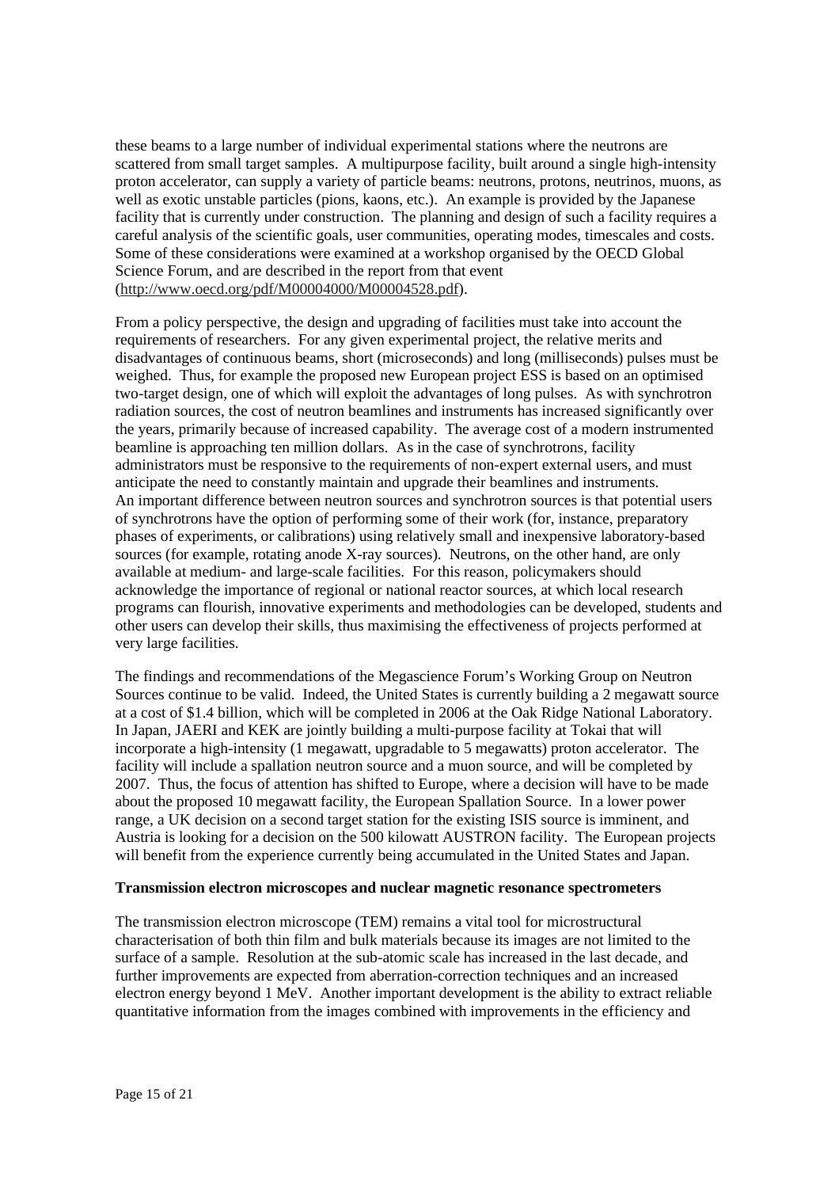these beams to a large number of individual experimental stations where the neutrons are scattered from small target samples. A multipurpose facility, built around a single high-intensity proton accelerator, can supply a variety of particle beams: neutrons, protons, neutrinos, muons, as well as exotic unstable particles (pions, kaons, etc.). An example is provided by the Japanese facility that is currently under construction. The planning and design of such a facility requires a careful analysis of the scientific goals, user communities, operating modes, timescales and costs. Some of these considerations were examined at a workshop organised by the OECD Global Science Forum, and are described in the report from that event (http://www.oecd.org/pdf/M00004000/M00004528.pdf).

From a policy perspective, the design and upgrading of facilities must take into account the requirements of researchers. For any given experimental project, the relative merits and disadvantages of continuous beams, short (microseconds) and long (milliseconds) pulses must be weighed. Thus, for example the proposed new European project ESS is based on an optimised two-target design, one of which will exploit the advantages of long pulses. As with synchrotron radiation sources, the cost of neutron beamlines and instruments has increased significantly over the years, primarily because of increased capability. The average cost of a modern instrumented beamline is approaching ten million dollars. As in the case of synchrotrons, facility administrators must be responsive to the requirements of non-expert external users, and must anticipate the need to constantly maintain and upgrade their beamlines and instruments. An important difference between neutron sources and synchrotron sources is that potential users of synchrotrons have the option of performing some of their work (for, instance, preparatory phases of experiments, or calibrations) using relatively small and inexpensive laboratory-based sources (for example, rotating anode X-ray sources). Neutrons, on the other hand, are only available at medium- and large-scale facilities. For this reason, policymakers should acknowledge the importance of regional or national reactor sources, at which local research programs can flourish, innovative experiments and methodologies can be developed, students and other users can develop their skills, thus maximising the effectiveness of projects performed at very large facilities.

The findings and recommendations of the Megascience Forum's Working Group on Neutron Sources continue to be valid. Indeed, the United States is currently building a 2 megawatt source at a cost of $1.4 billion, which will be completed in 2006 at the Oak Ridge National Laboratory. In Japan, JAERI and KEK are jointly building a multi-purpose facility at Tokai that will incorporate a high-intensity (1 megawatt, upgradable to 5 megawatts) proton accelerator. The facility will include a spallation neutron source and a muon source, and will be completed by 2007. Thus, the focus of attention has shifted to Europe, where a decision will have to be made about the proposed 10 megawatt facility, the European Spallation Source. In a lower power range, a UK decision on a second target station for the existing ISIS source is imminent, and Austria is looking for a decision on the 500 kilowatt AUSTRON facility. The European projects will benefit from the experience currently being accumulated in the United States and Japan.

**Transmission electron microscopes and nuclear magnetic resonance spectrometers**

The transmission electron microscope (TEM) remains a vital tool for microstructural characterisation of both thin film and bulk materials because its images are not limited to the surface of a sample. Resolution at the sub-atomic scale has increased in the last decade, and further improvements are expected from aberration-correction techniques and an increased electron energy beyond 1 MeV. Another important development is the ability to extract reliable quantitative information from the images combined with improvements in the efficiency and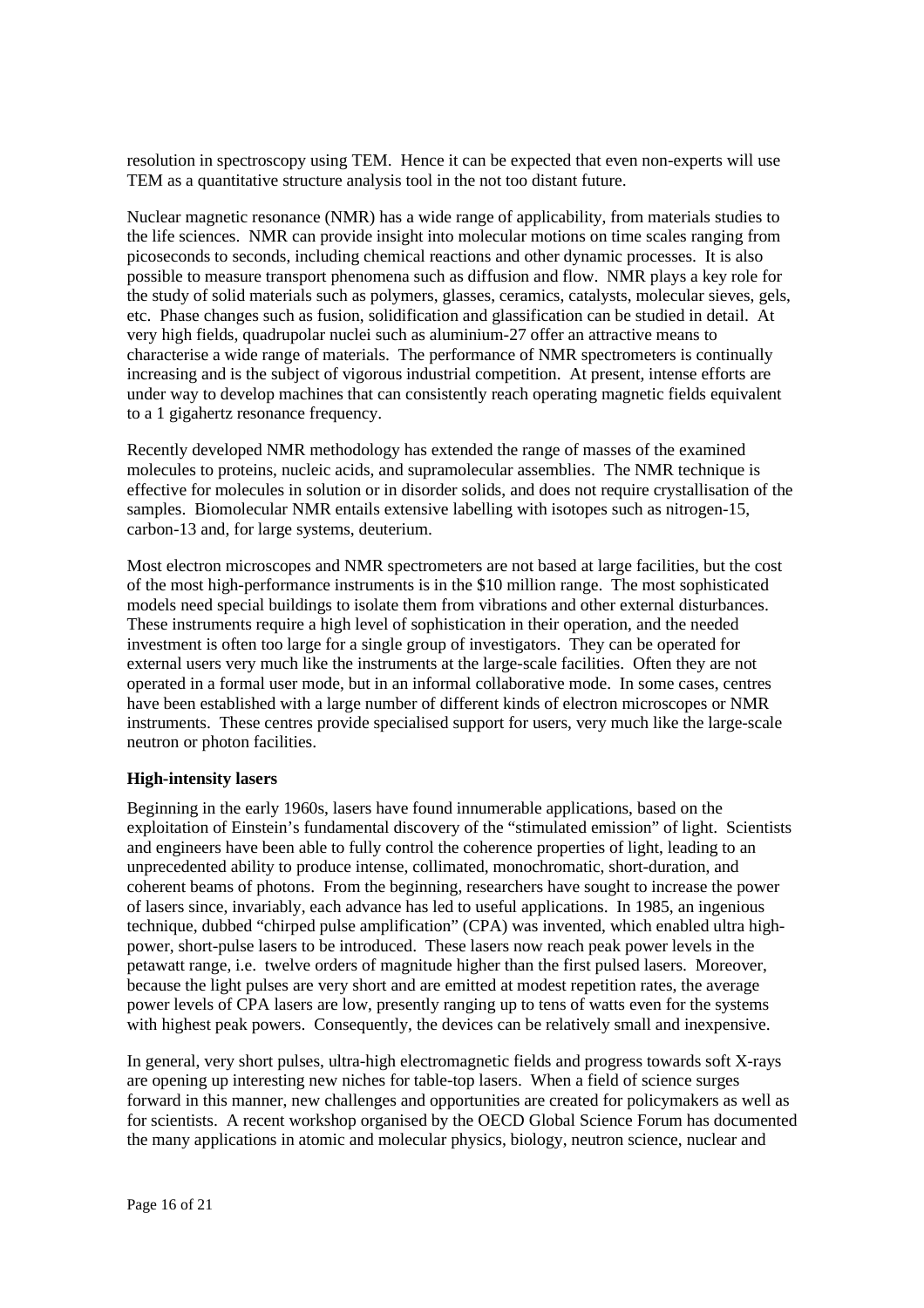resolution in spectroscopy using TEM. Hence it can be expected that even non-experts will use TEM as a quantitative structure analysis tool in the not too distant future.

Nuclear magnetic resonance (NMR) has a wide range of applicability, from materials studies to the life sciences. NMR can provide insight into molecular motions on time scales ranging from picoseconds to seconds, including chemical reactions and other dynamic processes. It is also possible to measure transport phenomena such as diffusion and flow. NMR plays a key role for the study of solid materials such as polymers, glasses, ceramics, catalysts, molecular sieves, gels, etc. Phase changes such as fusion, solidification and glassification can be studied in detail. At very high fields, quadrupolar nuclei such as aluminium-27 offer an attractive means to characterise a wide range of materials. The performance of NMR spectrometers is continually increasing and is the subject of vigorous industrial competition. At present, intense efforts are under way to develop machines that can consistently reach operating magnetic fields equivalent to a 1 gigahertz resonance frequency.

Recently developed NMR methodology has extended the range of masses of the examined molecules to proteins, nucleic acids, and supramolecular assemblies. The NMR technique is effective for molecules in solution or in disorder solids, and does not require crystallisation of the samples. Biomolecular NMR entails extensive labelling with isotopes such as nitrogen-15, carbon-13 and, for large systems, deuterium.

Most electron microscopes and NMR spectrometers are not based at large facilities, but the cost of the most high-performance instruments is in the \$10 million range. The most sophisticated models need special buildings to isolate them from vibrations and other external disturbances. These instruments require a high level of sophistication in their operation, and the needed investment is often too large for a single group of investigators. They can be operated for external users very much like the instruments at the large-scale facilities. Often they are not operated in a formal user mode, but in an informal collaborative mode. In some cases, centres have been established with a large number of different kinds of electron microscopes or NMR instruments. These centres provide specialised support for users, very much like the large-scale neutron or photon facilities.

### High-intensity lasers

Beginning in the early 1960s, lasers have found innumerable applications, based on the exploitation of Einstein's fundamental discovery of the "stimulated emission" of light. Scientists and engineers have been able to fully control the coherence properties of light, leading to an unprecedented ability to produce intense, collimated, monochromatic, short-duration, and coherent beams of photons. From the beginning, researchers have sought to increase the power of lasers since, invariably, each advance has led to useful applications. In 1985, an ingenious technique, dubbed "chirped pulse amplification" (CPA) was invented, which enabled ultra high-power, short-pulse lasers to be introduced. These lasers now reach peak power levels in the petawatt range, i.e. twelve orders of magnitude higher than the first pulsed lasers. Moreover, because the light pulses are very short and are emitted at modest repetition rates, the average power levels of CPA lasers are low, presently ranging up to tens of watts even for the systems with highest peak powers. Consequently, the devices can be relatively small and inexpensive.

In general, very short pulses, ultra-high electromagnetic fields and progress towards soft X-rays are opening up interesting new niches for table-top lasers. When a field of science surges forward in this manner, new challenges and opportunities are created for policymakers as well as for scientists. A recent workshop organised by the OECD Global Science Forum has documented the many applications in atomic and molecular physics, biology, neutron science, nuclear and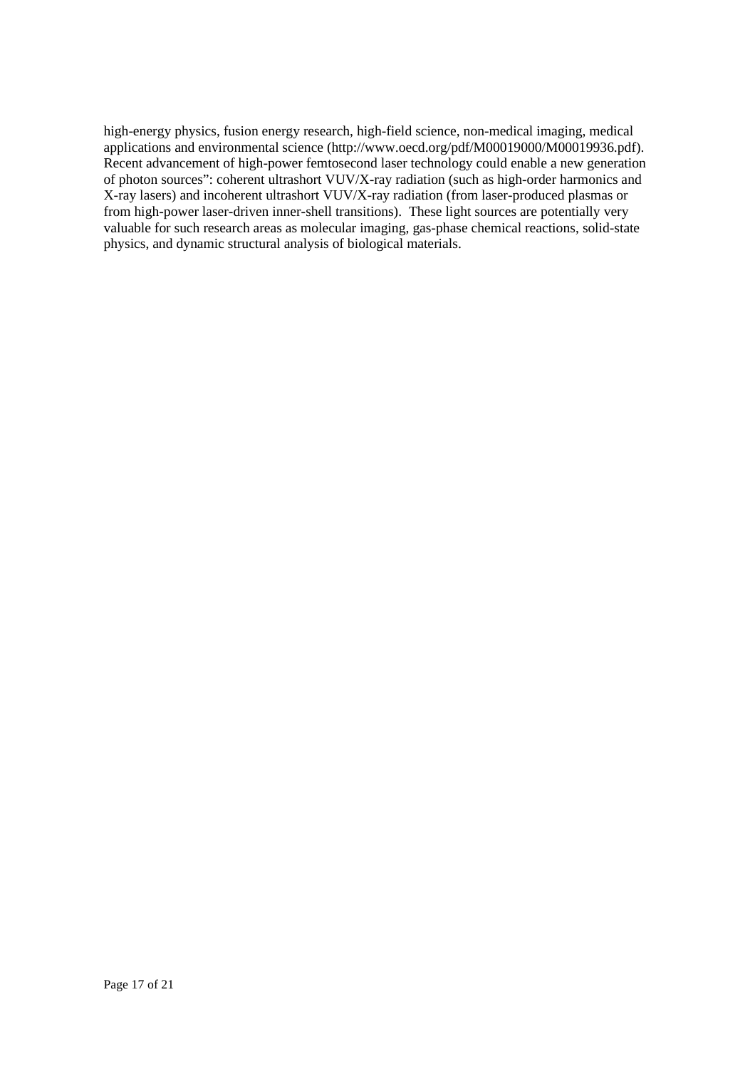high-energy physics, fusion energy research, high-field science, non-medical imaging, medical applications and environmental science (http://www.oecd.org/pdf/M00019000/M00019936.pdf). Recent advancement of high-power femtosecond laser technology could enable a new generation of photon sources": coherent ultrashort VUV/X-ray radiation (such as high-order harmonics and X-ray lasers) and incoherent ultrashort VUV/X-ray radiation (from laser-produced plasmas or from high-power laser-driven inner-shell transitions). These light sources are potentially very valuable for such research areas as molecular imaging, gas-phase chemical reactions, solid-state physics, and dynamic structural analysis of biological materials.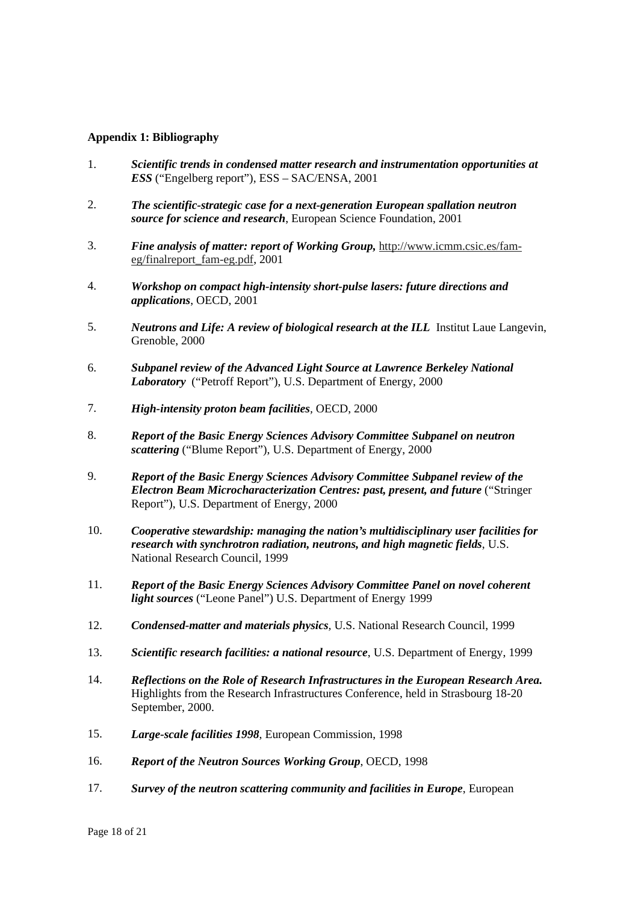**Appendix 1: Bibliography**

1. ***Scientific trends in condensed matter research and instrumentation opportunities at ESS*** ("Engelberg report"), ESS – SAC/ENSA, 2001

2. ***The scientific-strategic case for a next-generation European spallation neutron source for science and research***, European Science Foundation, 2001

3. ***Fine analysis of matter: report of Working Group,*** http://www.icmm.csic.es/fam-eg/finalreport_fam-eg.pdf, 2001

4. ***Workshop on compact high-intensity short-pulse lasers: future directions and applications***, OECD, 2001

5. ***Neutrons and Life: A review of biological research at the ILL*** Institut Laue Langevin, Grenoble, 2000

6. ***Subpanel review of the Advanced Light Source at Lawrence Berkeley National Laboratory*** ("Petroff Report"), U.S. Department of Energy, 2000

7. ***High-intensity proton beam facilities***, OECD, 2000

8. ***Report of the Basic Energy Sciences Advisory Committee Subpanel on neutron scattering*** ("Blume Report"), U.S. Department of Energy, 2000

9. ***Report of the Basic Energy Sciences Advisory Committee Subpanel review of the Electron Beam Microcharacterization Centres: past, present, and future*** ("Stringer Report"), U.S. Department of Energy, 2000

10. ***Cooperative stewardship: managing the nation's multidisciplinary user facilities for research with synchrotron radiation, neutrons, and high magnetic fields***, U.S. National Research Council, 1999

11. ***Report of the Basic Energy Sciences Advisory Committee Panel on novel coherent light sources*** ("Leone Panel") U.S. Department of Energy 1999

12. ***Condensed-matter and materials physics***, U.S. National Research Council, 1999

13. ***Scientific research facilities: a national resource***, U.S. Department of Energy, 1999

14. ***Reflections on the Role of Research Infrastructures in the European Research Area.*** Highlights from the Research Infrastructures Conference, held in Strasbourg 18-20 September, 2000.

15. ***Large-scale facilities 1998***, European Commission, 1998

16. ***Report of the Neutron Sources Working Group***, OECD, 1998

17. ***Survey of the neutron scattering community and facilities in Europe***, European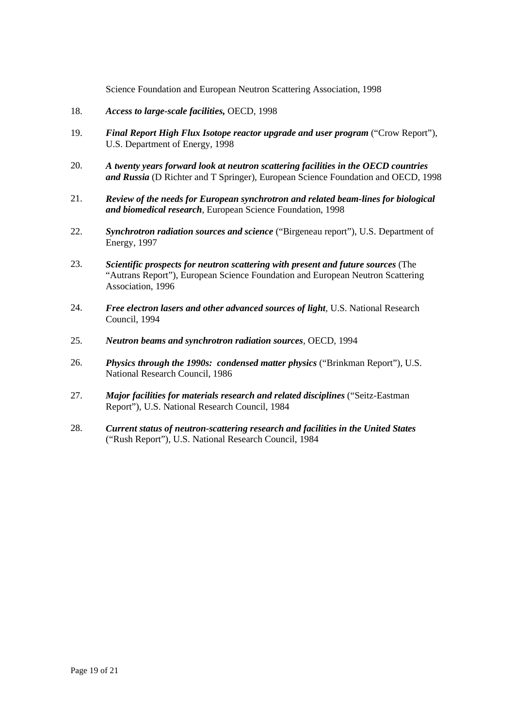Science Foundation and European Neutron Scattering Association, 1998

18. ***Access to large-scale facilities,*** OECD, 1998

19. ***Final Report High Flux Isotope reactor upgrade and user program*** ("Crow Report"), U.S. Department of Energy, 1998

20. ***A twenty years forward look at neutron scattering facilities in the OECD countries and Russia*** (D Richter and T Springer), European Science Foundation and OECD, 1998

21. ***Review of the needs for European synchrotron and related beam-lines for biological and biomedical research***, European Science Foundation, 1998

22. ***Synchrotron radiation sources and science*** ("Birgeneau report"), U.S. Department of Energy, 1997

23. ***Scientific prospects for neutron scattering with present and future sources*** (The "Autrans Report"), European Science Foundation and European Neutron Scattering Association, 1996

24. ***Free electron lasers and other advanced sources of light***, U.S. National Research Council, 1994

25. ***Neutron beams and synchrotron radiation sources***, OECD, 1994

26. ***Physics through the 1990s: condensed matter physics*** ("Brinkman Report"), U.S. National Research Council, 1986

27. ***Major facilities for materials research and related disciplines*** ("Seitz-Eastman Report"), U.S. National Research Council, 1984

28. ***Current status of neutron-scattering research and facilities in the United States*** ("Rush Report"), U.S. National Research Council, 1984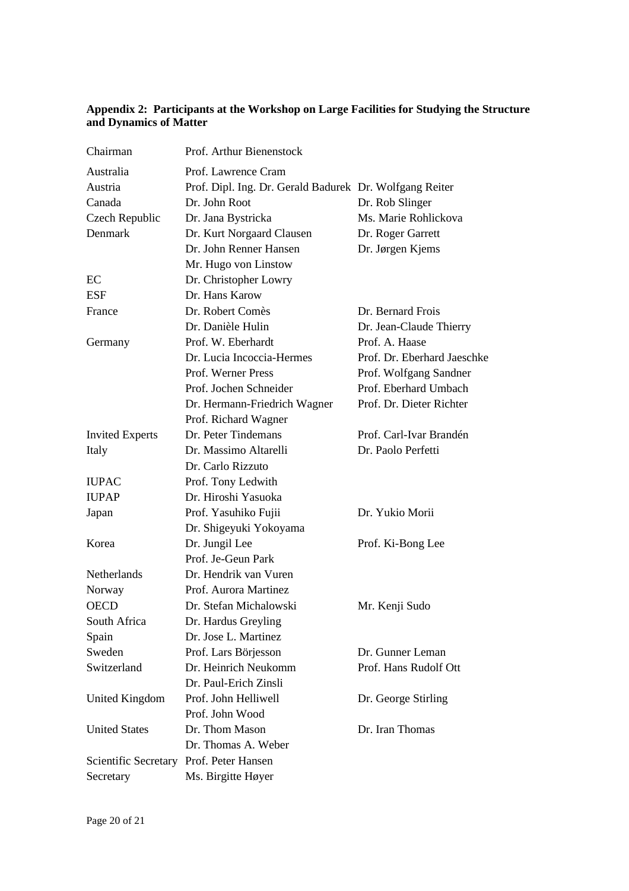**Appendix 2: Participants at the Workshop on Large Facilities for Studying the Structure and Dynamics of Matter**

| | | |
|---|---|---|
| Chairman | Prof. Arthur Bienenstock | |
| Australia | Prof. Lawrence Cram | |
| Austria | Prof. Dipl. Ing. Dr. Gerald Badurek | Dr. Wolfgang Reiter |
| Canada | Dr. John Root | Dr. Rob Slinger |
| Czech Republic | Dr. Jana Bystricka | Ms. Marie Rohlickova |
| Denmark | Dr. Kurt Norgaard Clausen | Dr. Roger Garrett |
| | Dr. John Renner Hansen | Dr. Jørgen Kjems |
| | Mr. Hugo von Linstow | |
| EC | Dr. Christopher Lowry | |
| ESF | Dr. Hans Karow | |
| France | Dr. Robert Comès | Dr. Bernard Frois |
| | Dr. Danièle Hulin | Dr. Jean-Claude Thierry |
| Germany | Prof. W. Eberhardt | Prof. A. Haase |
| | Dr. Lucia Incoccia-Hermes | Prof. Dr. Eberhard Jaeschke |
| | Prof. Werner Press | Prof. Wolfgang Sandner |
| | Prof. Jochen Schneider | Prof. Eberhard Umbach |
| | Dr. Hermann-Friedrich Wagner | Prof. Dr. Dieter Richter |
| | Prof. Richard Wagner | |
| Invited Experts | Dr. Peter Tindemans | Prof. Carl-Ivar Brandén |
| Italy | Dr. Massimo Altarelli | Dr. Paolo Perfetti |
| | Dr. Carlo Rizzuto | |
| IUPAC | Prof. Tony Ledwith | |
| IUPAP | Dr. Hiroshi Yasuoka | |
| Japan | Prof. Yasuhiko Fujii | Dr. Yukio Morii |
| | Dr. Shigeyuki Yokoyama | |
| Korea | Dr. Jungil Lee | Prof. Ki-Bong Lee |
| | Prof. Je-Geun Park | |
| Netherlands | Dr. Hendrik van Vuren | |
| Norway | Prof. Aurora Martinez | |
| OECD | Dr. Stefan Michalowski | Mr. Kenji Sudo |
| South Africa | Dr. Hardus Greyling | |
| Spain | Dr. Jose L. Martinez | |
| Sweden | Prof. Lars Börjesson | Dr. Gunner Leman |
| Switzerland | Dr. Heinrich Neukomm | Prof. Hans Rudolf Ott |
| | Dr. Paul-Erich Zinsli | |
| United Kingdom | Prof. John Helliwell | Dr. George Stirling |
| | Prof. John Wood | |
| United States | Dr. Thom Mason | Dr. Iran Thomas |
| | Dr. Thomas A. Weber | |
| Scientific Secretary | Prof. Peter Hansen | |
| Secretary | Ms. Birgitte Høyer | |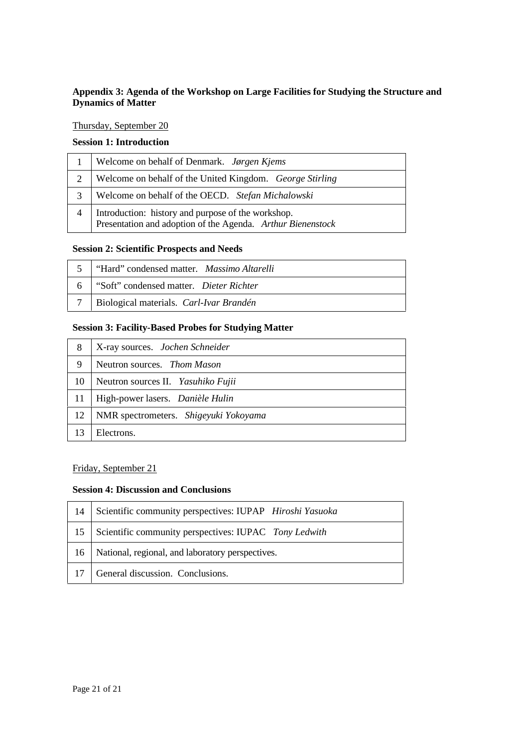**Appendix 3: Agenda of the Workshop on Large Facilities for Studying the Structure and Dynamics of Matter**

Thursday, September 20

**Session 1: Introduction**

| | |
|---|---|
| 1 | Welcome on behalf of Denmark. *Jørgen Kjems* |
| 2 | Welcome on behalf of the United Kingdom. *George Stirling* |
| 3 | Welcome on behalf of the OECD. *Stefan Michalowski* |
| 4 | Introduction: history and purpose of the workshop.<br>Presentation and adoption of the Agenda. *Arthur Bienenstock* |

**Session 2: Scientific Prospects and Needs**

| | |
|---|---|
| 5 | "Hard" condensed matter. *Massimo Altarelli* |
| 6 | "Soft" condensed matter. *Dieter Richter* |
| 7 | Biological materials. *Carl-Ivar Brandén* |

**Session 3: Facility-Based Probes for Studying Matter**

| | |
|---|---|
| 8 | X-ray sources. *Jochen Schneider* |
| 9 | Neutron sources. *Thom Mason* |
| 10 | Neutron sources II. *Yasuhiko Fujii* |
| 11 | High-power lasers. *Danièle Hulin* |
| 12 | NMR spectrometers. *Shigeyuki Yokoyama* |
| 13 | Electrons. |

Friday, September 21

**Session 4: Discussion and Conclusions**

| | |
|---|---|
| 14 | Scientific community perspectives: IUPAP *Hiroshi Yasuoka* |
| 15 | Scientific community perspectives: IUPAC *Tony Ledwith* |
| 16 | National, regional, and laboratory perspectives. |
| 17 | General discussion. Conclusions. |